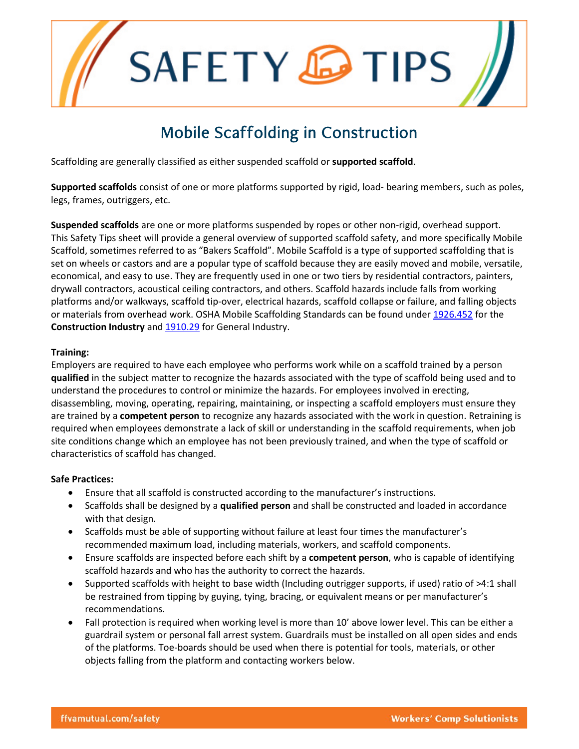# SAFETY TIPS

## Mobile Scaffolding in Construction

Scaffolding are generally classified as either suspended scaffold or **supported scaffold**.

**Supported scaffolds** consist of one or more platforms supported by rigid, load- bearing members, such as poles, legs, frames, outriggers, etc.

**Suspended scaffolds** are one or more platforms suspended by ropes or other non-rigid, overhead support. This Safety Tips sheet will provide a general overview of supported scaffold safety, and more specifically Mobile Scaffold, sometimes referred to as "Bakers Scaffold". Mobile Scaffold is a type of supported scaffolding that is set on wheels or castors and are a popular type of scaffold because they are easily moved and mobile, versatile, economical, and easy to use. They are frequently used in one or two tiers by residential contractors, painters, drywall contractors, acoustical ceiling contractors, and others. Scaffold hazards include falls from working platforms and/or walkways, scaffold tip-over, electrical hazards, scaffold collapse or failure, and falling objects or materials from overhead work. OSHA Mobile Scaffolding Standards can be found under 1926.452 for the **Construction Industry** and 1910.29 for General Industry.

**Training:**
Employers are required to have each employee who performs work while on a scaffold trained by a person **qualified** in the subject matter to recognize the hazards associated with the type of scaffold being used and to understand the procedures to control or minimize the hazards. For employees involved in erecting, disassembling, moving, operating, repairing, maintaining, or inspecting a scaffold employers must ensure they are trained by a **competent person** to recognize any hazards associated with the work in question. Retraining is required when employees demonstrate a lack of skill or understanding in the scaffold requirements, when job site conditions change which an employee has not been previously trained, and when the type of scaffold or characteristics of scaffold has changed.

**Safe Practices:**

- Ensure that all scaffold is constructed according to the manufacturer's instructions.
- Scaffolds shall be designed by a **qualified person** and shall be constructed and loaded in accordance with that design.
- Scaffolds must be able of supporting without failure at least four times the manufacturer's recommended maximum load, including materials, workers, and scaffold components.
- Ensure scaffolds are inspected before each shift by a **competent person**, who is capable of identifying scaffold hazards and who has the authority to correct the hazards.
- Supported scaffolds with height to base width (Including outrigger supports, if used) ratio of >4:1 shall be restrained from tipping by guying, tying, bracing, or equivalent means or per manufacturer's recommendations.
- Fall protection is required when working level is more than 10' above lower level. This can be either a guardrail system or personal fall arrest system. Guardrails must be installed on all open sides and ends of the platforms. Toe-boards should be used when there is potential for tools, materials, or other objects falling from the platform and contacting workers below.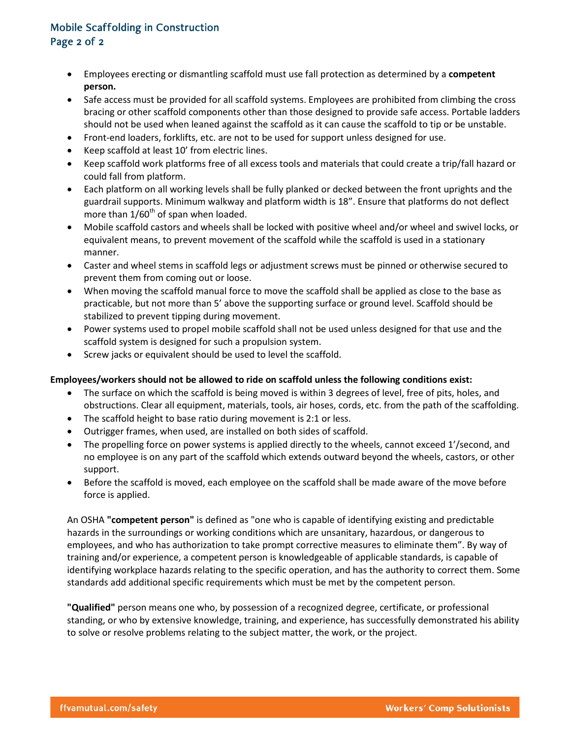- Employees erecting or dismantling scaffold must use fall protection as determined by a **competent person.**
- Safe access must be provided for all scaffold systems. Employees are prohibited from climbing the cross bracing or other scaffold components other than those designed to provide safe access. Portable ladders should not be used when leaned against the scaffold as it can cause the scaffold to tip or be unstable.
- Front-end loaders, forklifts, etc. are not to be used for support unless designed for use.
- Keep scaffold at least 10' from electric lines.
- Keep scaffold work platforms free of all excess tools and materials that could create a trip/fall hazard or could fall from platform.
- Each platform on all working levels shall be fully planked or decked between the front uprights and the guardrail supports. Minimum walkway and platform width is 18". Ensure that platforms do not deflect more than 1/60$^{th}$ of span when loaded.
- Mobile scaffold castors and wheels shall be locked with positive wheel and/or wheel and swivel locks, or equivalent means, to prevent movement of the scaffold while the scaffold is used in a stationary manner.
- Caster and wheel stems in scaffold legs or adjustment screws must be pinned or otherwise secured to prevent them from coming out or loose.
- When moving the scaffold manual force to move the scaffold shall be applied as close to the base as practicable, but not more than 5' above the supporting surface or ground level. Scaffold should be stabilized to prevent tipping during movement.
- Power systems used to propel mobile scaffold shall not be used unless designed for that use and the scaffold system is designed for such a propulsion system.
- Screw jacks or equivalent should be used to level the scaffold.

**Employees/workers should not be allowed to ride on scaffold unless the following conditions exist:**

- The surface on which the scaffold is being moved is within 3 degrees of level, free of pits, holes, and obstructions. Clear all equipment, materials, tools, air hoses, cords, etc. from the path of the scaffolding.
- The scaffold height to base ratio during movement is 2:1 or less.
- Outrigger frames, when used, are installed on both sides of scaffold.
- The propelling force on power systems is applied directly to the wheels, cannot exceed 1'/second, and no employee is on any part of the scaffold which extends outward beyond the wheels, castors, or other support.
- Before the scaffold is moved, each employee on the scaffold shall be made aware of the move before force is applied.

An OSHA **"competent person"** is defined as "one who is capable of identifying existing and predictable hazards in the surroundings or working conditions which are unsanitary, hazardous, or dangerous to employees, and who has authorization to take prompt corrective measures to eliminate them". By way of training and/or experience, a competent person is knowledgeable of applicable standards, is capable of identifying workplace hazards relating to the specific operation, and has the authority to correct them. Some standards add additional specific requirements which must be met by the competent person.

**"Qualified"** person means one who, by possession of a recognized degree, certificate, or professional standing, or who by extensive knowledge, training, and experience, has successfully demonstrated his ability to solve or resolve problems relating to the subject matter, the work, or the project.